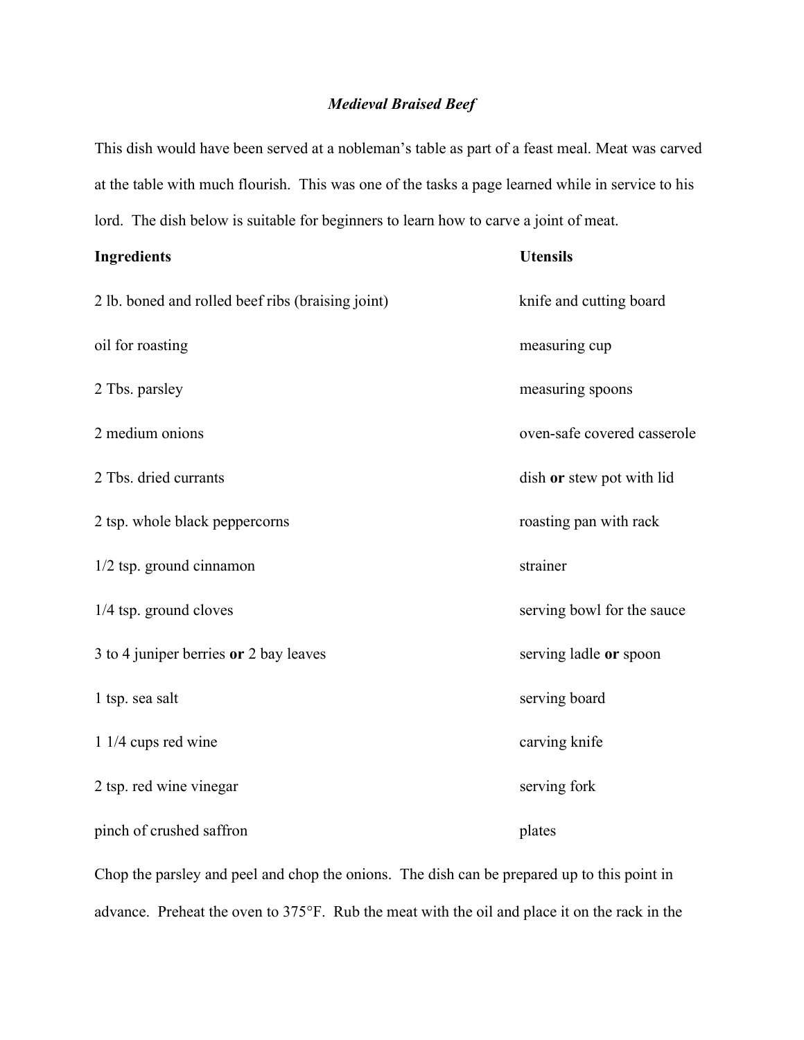# *Medieval Braised Beef*

This dish would have been served at a nobleman's table as part of a feast meal. Meat was carved at the table with much flourish. This was one of the tasks a page learned while in service to his lord. The dish below is suitable for beginners to learn how to carve a joint of meat.

| **Ingredients** | **Utensils** |
|---|---|
| 2 lb. boned and rolled beef ribs (braising joint) | knife and cutting board |
| oil for roasting | measuring cup |
| 2 Tbs. parsley | measuring spoons |
| 2 medium onions | oven-safe covered casserole |
| 2 Tbs. dried currants | dish **or** stew pot with lid |
| 2 tsp. whole black peppercorns | roasting pan with rack |
| 1/2 tsp. ground cinnamon | strainer |
| 1/4 tsp. ground cloves | serving bowl for the sauce |
| 3 to 4 juniper berries **or** 2 bay leaves | serving ladle **or** spoon |
| 1 tsp. sea salt | serving board |
| 1 1/4 cups red wine | carving knife |
| 2 tsp. red wine vinegar | serving fork |
| pinch of crushed saffron | plates |

Chop the parsley and peel and chop the onions. The dish can be prepared up to this point in advance. Preheat the oven to 375°F. Rub the meat with the oil and place it on the rack in the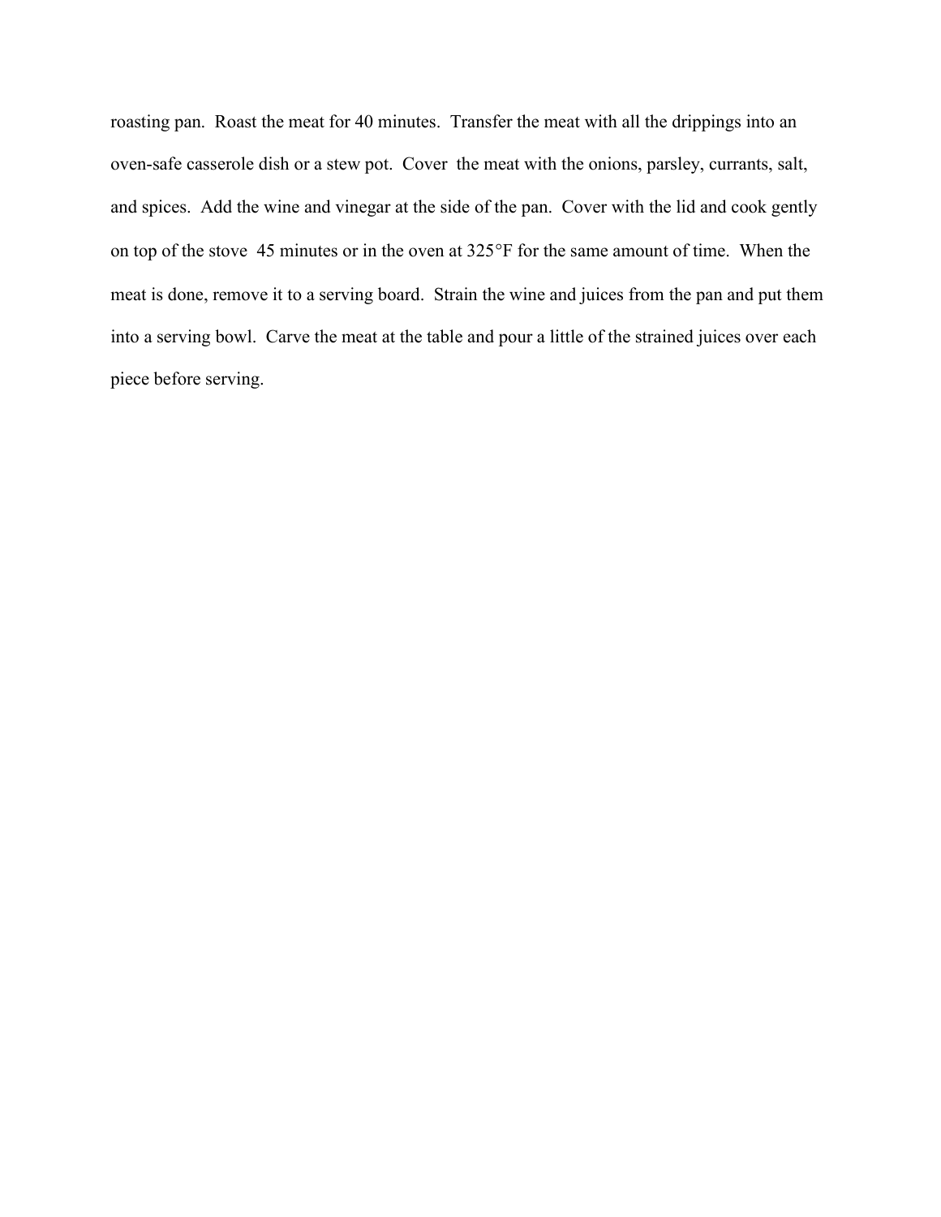roasting pan. Roast the meat for 40 minutes. Transfer the meat with all the drippings into an oven-safe casserole dish or a stew pot. Cover the meat with the onions, parsley, currants, salt, and spices. Add the wine and vinegar at the side of the pan. Cover with the lid and cook gently on top of the stove 45 minutes or in the oven at 325°F for the same amount of time. When the meat is done, remove it to a serving board. Strain the wine and juices from the pan and put them into a serving bowl. Carve the meat at the table and pour a little of the strained juices over each piece before serving.